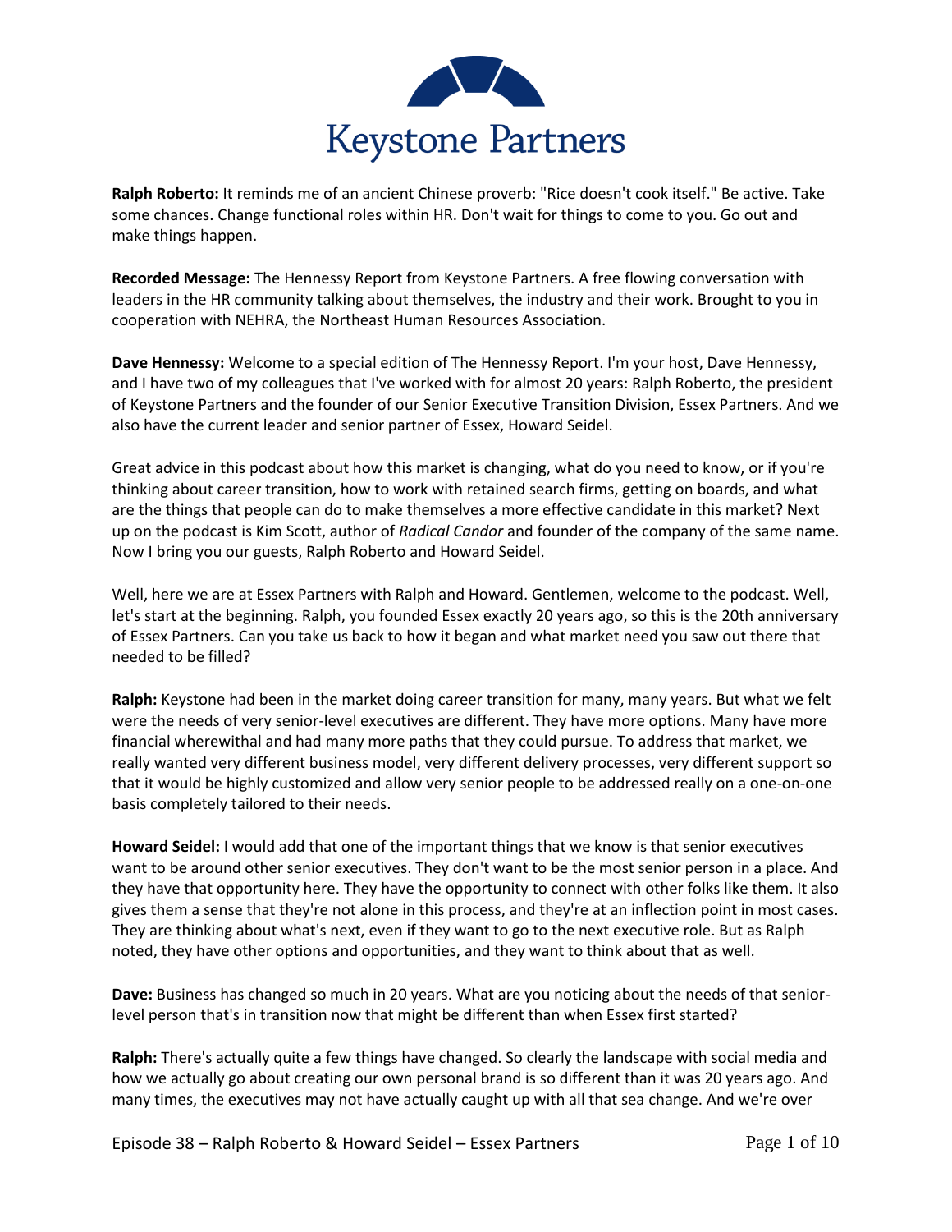# Keystone Partners

**Ralph Roberto:** It reminds me of an ancient Chinese proverb: "Rice doesn't cook itself." Be active. Take some chances. Change functional roles within HR. Don't wait for things to come to you. Go out and make things happen.

**Recorded Message:** The Hennessy Report from Keystone Partners. A free flowing conversation with leaders in the HR community talking about themselves, the industry and their work. Brought to you in cooperation with NEHRA, the Northeast Human Resources Association.

**Dave Hennessy:** Welcome to a special edition of The Hennessy Report. I'm your host, Dave Hennessy, and I have two of my colleagues that I've worked with for almost 20 years: Ralph Roberto, the president of Keystone Partners and the founder of our Senior Executive Transition Division, Essex Partners. And we also have the current leader and senior partner of Essex, Howard Seidel.

Great advice in this podcast about how this market is changing, what do you need to know, or if you're thinking about career transition, how to work with retained search firms, getting on boards, and what are the things that people can do to make themselves a more effective candidate in this market? Next up on the podcast is Kim Scott, author of *Radical Candor* and founder of the company of the same name. Now I bring you our guests, Ralph Roberto and Howard Seidel.

Well, here we are at Essex Partners with Ralph and Howard. Gentlemen, welcome to the podcast. Well, let's start at the beginning. Ralph, you founded Essex exactly 20 years ago, so this is the 20th anniversary of Essex Partners. Can you take us back to how it began and what market need you saw out there that needed to be filled?

**Ralph:** Keystone had been in the market doing career transition for many, many years. But what we felt were the needs of very senior-level executives are different. They have more options. Many have more financial wherewithal and had many more paths that they could pursue. To address that market, we really wanted very different business model, very different delivery processes, very different support so that it would be highly customized and allow very senior people to be addressed really on a one-on-one basis completely tailored to their needs.

**Howard Seidel:** I would add that one of the important things that we know is that senior executives want to be around other senior executives. They don't want to be the most senior person in a place. And they have that opportunity here. They have the opportunity to connect with other folks like them. It also gives them a sense that they're not alone in this process, and they're at an inflection point in most cases. They are thinking about what's next, even if they want to go to the next executive role. But as Ralph noted, they have other options and opportunities, and they want to think about that as well.

**Dave:** Business has changed so much in 20 years. What are you noticing about the needs of that senior-level person that's in transition now that might be different than when Essex first started?

**Ralph:** There's actually quite a few things have changed. So clearly the landscape with social media and how we actually go about creating our own personal brand is so different than it was 20 years ago. And many times, the executives may not have actually caught up with all that sea change. And we're over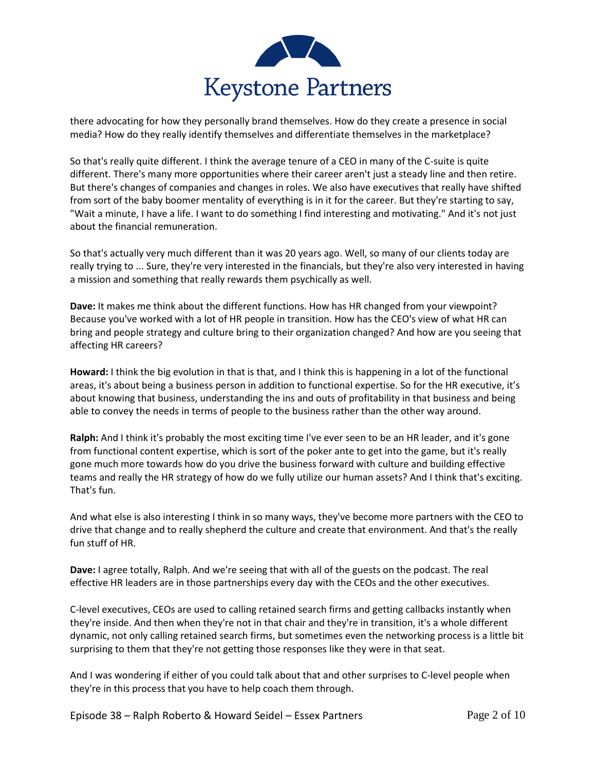there advocating for how they personally brand themselves. How do they create a presence in social media? How do they really identify themselves and differentiate themselves in the marketplace?

So that's really quite different. I think the average tenure of a CEO in many of the C-suite is quite different. There's many more opportunities where their career aren't just a steady line and then retire. But there's changes of companies and changes in roles. We also have executives that really have shifted from sort of the baby boomer mentality of everything is in it for the career. But they're starting to say, "Wait a minute, I have a life. I want to do something I find interesting and motivating." And it's not just about the financial remuneration.

So that's actually very much different than it was 20 years ago. Well, so many of our clients today are really trying to ... Sure, they're very interested in the financials, but they're also very interested in having a mission and something that really rewards them psychically as well.

**Dave:** It makes me think about the different functions. How has HR changed from your viewpoint? Because you've worked with a lot of HR people in transition. How has the CEO's view of what HR can bring and people strategy and culture bring to their organization changed? And how are you seeing that affecting HR careers?

**Howard:** I think the big evolution in that is that, and I think this is happening in a lot of the functional areas, it's about being a business person in addition to functional expertise. So for the HR executive, it's about knowing that business, understanding the ins and outs of profitability in that business and being able to convey the needs in terms of people to the business rather than the other way around.

**Ralph:** And I think it's probably the most exciting time I've ever seen to be an HR leader, and it's gone from functional content expertise, which is sort of the poker ante to get into the game, but it's really gone much more towards how do you drive the business forward with culture and building effective teams and really the HR strategy of how do we fully utilize our human assets? And I think that's exciting. That's fun.

And what else is also interesting I think in so many ways, they've become more partners with the CEO to drive that change and to really shepherd the culture and create that environment. And that's the really fun stuff of HR.

**Dave:** I agree totally, Ralph. And we're seeing that with all of the guests on the podcast. The real effective HR leaders are in those partnerships every day with the CEOs and the other executives.

C-level executives, CEOs are used to calling retained search firms and getting callbacks instantly when they're inside. And then when they're not in that chair and they're in transition, it's a whole different dynamic, not only calling retained search firms, but sometimes even the networking process is a little bit surprising to them that they're not getting those responses like they were in that seat.

And I was wondering if either of you could talk about that and other surprises to C-level people when they're in this process that you have to help coach them through.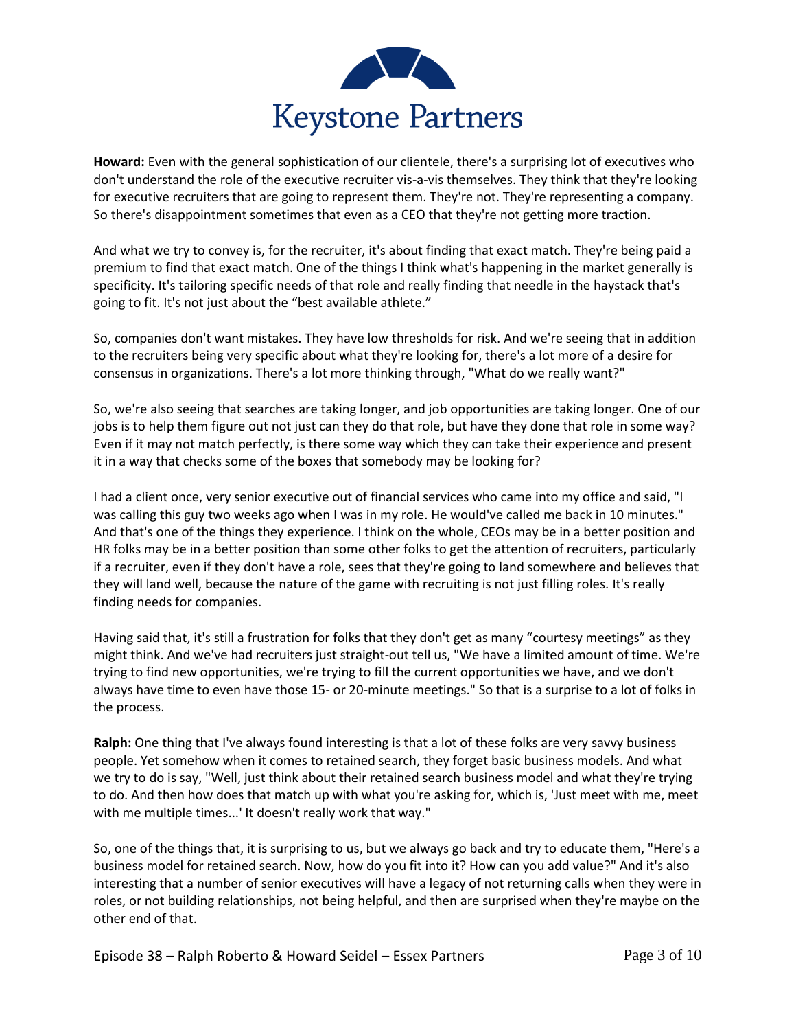**Howard:** Even with the general sophistication of our clientele, there's a surprising lot of executives who don't understand the role of the executive recruiter vis-a-vis themselves. They think that they're looking for executive recruiters that are going to represent them. They're not. They're representing a company. So there's disappointment sometimes that even as a CEO that they're not getting more traction.

And what we try to convey is, for the recruiter, it's about finding that exact match. They're being paid a premium to find that exact match. One of the things I think what's happening in the market generally is specificity. It's tailoring specific needs of that role and really finding that needle in the haystack that's going to fit. It's not just about the "best available athlete."

So, companies don't want mistakes. They have low thresholds for risk. And we're seeing that in addition to the recruiters being very specific about what they're looking for, there's a lot more of a desire for consensus in organizations. There's a lot more thinking through, "What do we really want?"

So, we're also seeing that searches are taking longer, and job opportunities are taking longer. One of our jobs is to help them figure out not just can they do that role, but have they done that role in some way? Even if it may not match perfectly, is there some way which they can take their experience and present it in a way that checks some of the boxes that somebody may be looking for?

I had a client once, very senior executive out of financial services who came into my office and said, "I was calling this guy two weeks ago when I was in my role. He would've called me back in 10 minutes." And that's one of the things they experience. I think on the whole, CEOs may be in a better position and HR folks may be in a better position than some other folks to get the attention of recruiters, particularly if a recruiter, even if they don't have a role, sees that they're going to land somewhere and believes that they will land well, because the nature of the game with recruiting is not just filling roles. It's really finding needs for companies.

Having said that, it's still a frustration for folks that they don't get as many "courtesy meetings" as they might think. And we've had recruiters just straight-out tell us, "We have a limited amount of time. We're trying to find new opportunities, we're trying to fill the current opportunities we have, and we don't always have time to even have those 15- or 20-minute meetings." So that is a surprise to a lot of folks in the process.

**Ralph:** One thing that I've always found interesting is that a lot of these folks are very savvy business people. Yet somehow when it comes to retained search, they forget basic business models. And what we try to do is say, "Well, just think about their retained search business model and what they're trying to do. And then how does that match up with what you're asking for, which is, 'Just meet with me, meet with me multiple times...' It doesn't really work that way."

So, one of the things that, it is surprising to us, but we always go back and try to educate them, "Here's a business model for retained search. Now, how do you fit into it? How can you add value?" And it's also interesting that a number of senior executives will have a legacy of not returning calls when they were in roles, or not building relationships, not being helpful, and then are surprised when they're maybe on the other end of that.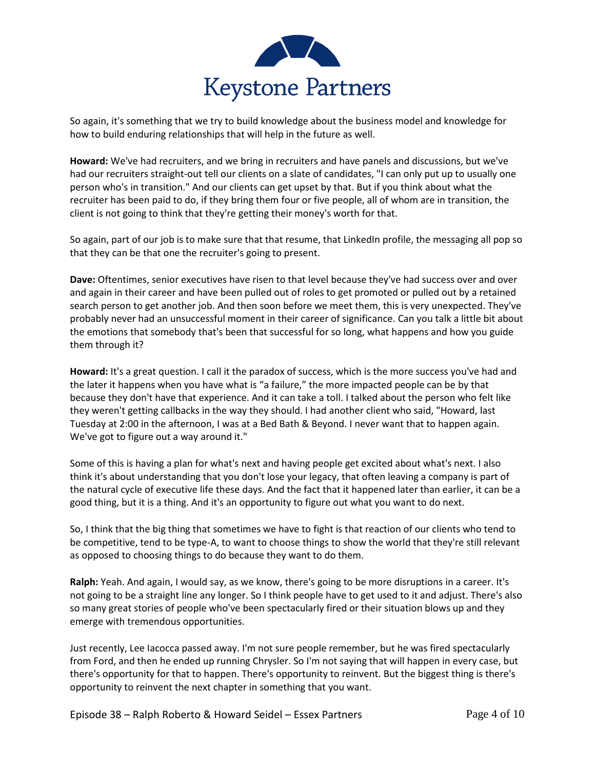So again, it's something that we try to build knowledge about the business model and knowledge for how to build enduring relationships that will help in the future as well.

**Howard:** We've had recruiters, and we bring in recruiters and have panels and discussions, but we've had our recruiters straight-out tell our clients on a slate of candidates, "I can only put up to usually one person who's in transition." And our clients can get upset by that. But if you think about what the recruiter has been paid to do, if they bring them four or five people, all of whom are in transition, the client is not going to think that they're getting their money's worth for that.

So again, part of our job is to make sure that that resume, that LinkedIn profile, the messaging all pop so that they can be that one the recruiter's going to present.

**Dave:** Oftentimes, senior executives have risen to that level because they've had success over and over and again in their career and have been pulled out of roles to get promoted or pulled out by a retained search person to get another job. And then soon before we meet them, this is very unexpected. They've probably never had an unsuccessful moment in their career of significance. Can you talk a little bit about the emotions that somebody that's been that successful for so long, what happens and how you guide them through it?

**Howard:** It's a great question. I call it the paradox of success, which is the more success you've had and the later it happens when you have what is "a failure," the more impacted people can be by that because they don't have that experience. And it can take a toll. I talked about the person who felt like they weren't getting callbacks in the way they should. I had another client who said, "Howard, last Tuesday at 2:00 in the afternoon, I was at a Bed Bath & Beyond. I never want that to happen again. We've got to figure out a way around it."

Some of this is having a plan for what's next and having people get excited about what's next. I also think it's about understanding that you don't lose your legacy, that often leaving a company is part of the natural cycle of executive life these days. And the fact that it happened later than earlier, it can be a good thing, but it is a thing. And it's an opportunity to figure out what you want to do next.

So, I think that the big thing that sometimes we have to fight is that reaction of our clients who tend to be competitive, tend to be type-A, to want to choose things to show the world that they're still relevant as opposed to choosing things to do because they want to do them.

**Ralph:** Yeah. And again, I would say, as we know, there's going to be more disruptions in a career. It's not going to be a straight line any longer. So I think people have to get used to it and adjust. There's also so many great stories of people who've been spectacularly fired or their situation blows up and they emerge with tremendous opportunities.

Just recently, Lee Iacocca passed away. I'm not sure people remember, but he was fired spectacularly from Ford, and then he ended up running Chrysler. So I'm not saying that will happen in every case, but there's opportunity for that to happen. There's opportunity to reinvent. But the biggest thing is there's opportunity to reinvent the next chapter in something that you want.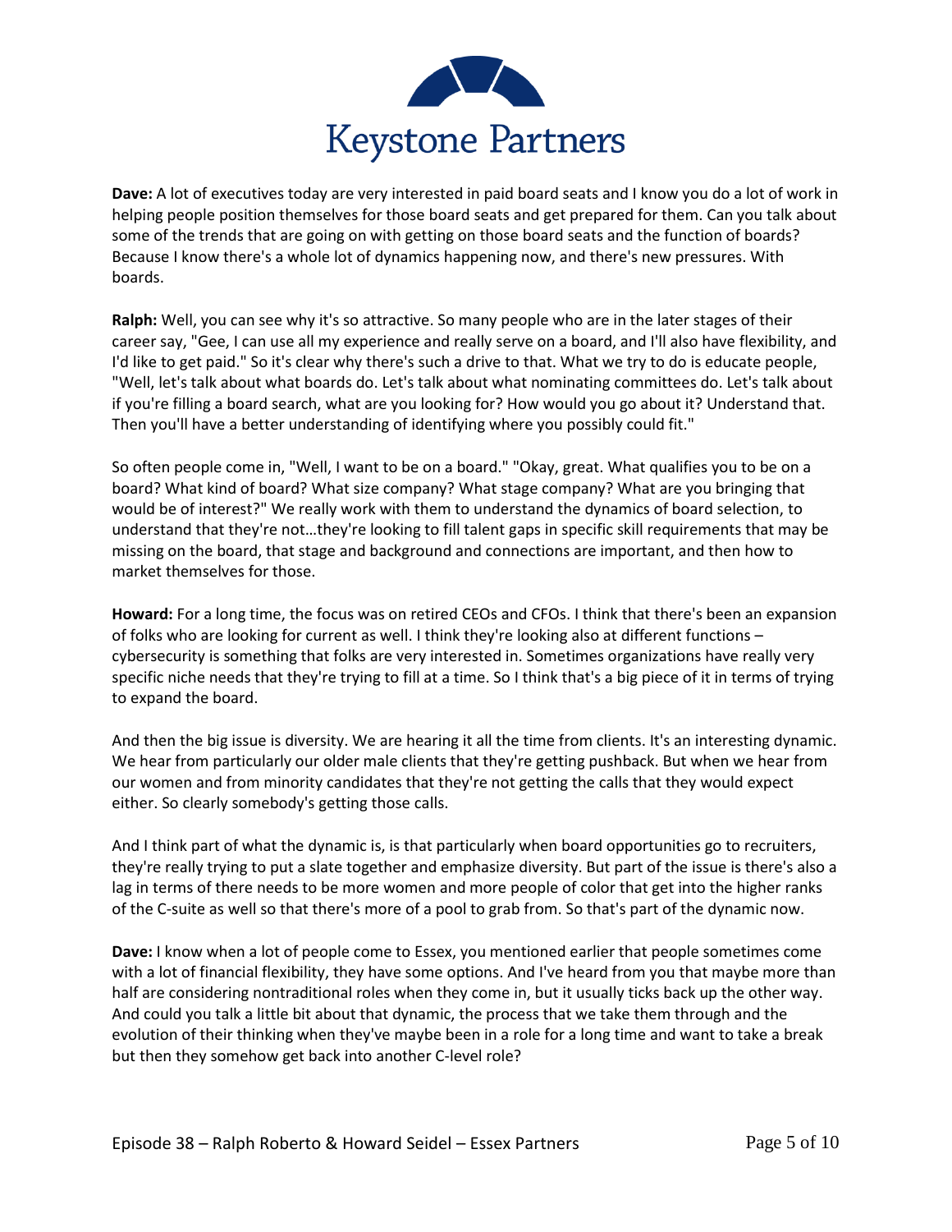**Dave:** A lot of executives today are very interested in paid board seats and I know you do a lot of work in helping people position themselves for those board seats and get prepared for them. Can you talk about some of the trends that are going on with getting on those board seats and the function of boards? Because I know there's a whole lot of dynamics happening now, and there's new pressures. With boards.

**Ralph:** Well, you can see why it's so attractive. So many people who are in the later stages of their career say, "Gee, I can use all my experience and really serve on a board, and I'll also have flexibility, and I'd like to get paid." So it's clear why there's such a drive to that. What we try to do is educate people, "Well, let's talk about what boards do. Let's talk about what nominating committees do. Let's talk about if you're filling a board search, what are you looking for? How would you go about it? Understand that. Then you'll have a better understanding of identifying where you possibly could fit."

So often people come in, "Well, I want to be on a board." "Okay, great. What qualifies you to be on a board? What kind of board? What size company? What stage company? What are you bringing that would be of interest?" We really work with them to understand the dynamics of board selection, to understand that they're not…they're looking to fill talent gaps in specific skill requirements that may be missing on the board, that stage and background and connections are important, and then how to market themselves for those.

**Howard:** For a long time, the focus was on retired CEOs and CFOs. I think that there's been an expansion of folks who are looking for current as well. I think they're looking also at different functions – cybersecurity is something that folks are very interested in. Sometimes organizations have really very specific niche needs that they're trying to fill at a time. So I think that's a big piece of it in terms of trying to expand the board.

And then the big issue is diversity. We are hearing it all the time from clients. It's an interesting dynamic. We hear from particularly our older male clients that they're getting pushback. But when we hear from our women and from minority candidates that they're not getting the calls that they would expect either. So clearly somebody's getting those calls.

And I think part of what the dynamic is, is that particularly when board opportunities go to recruiters, they're really trying to put a slate together and emphasize diversity. But part of the issue is there's also a lag in terms of there needs to be more women and more people of color that get into the higher ranks of the C-suite as well so that there's more of a pool to grab from. So that's part of the dynamic now.

**Dave:** I know when a lot of people come to Essex, you mentioned earlier that people sometimes come with a lot of financial flexibility, they have some options. And I've heard from you that maybe more than half are considering nontraditional roles when they come in, but it usually ticks back up the other way. And could you talk a little bit about that dynamic, the process that we take them through and the evolution of their thinking when they've maybe been in a role for a long time and want to take a break but then they somehow get back into another C-level role?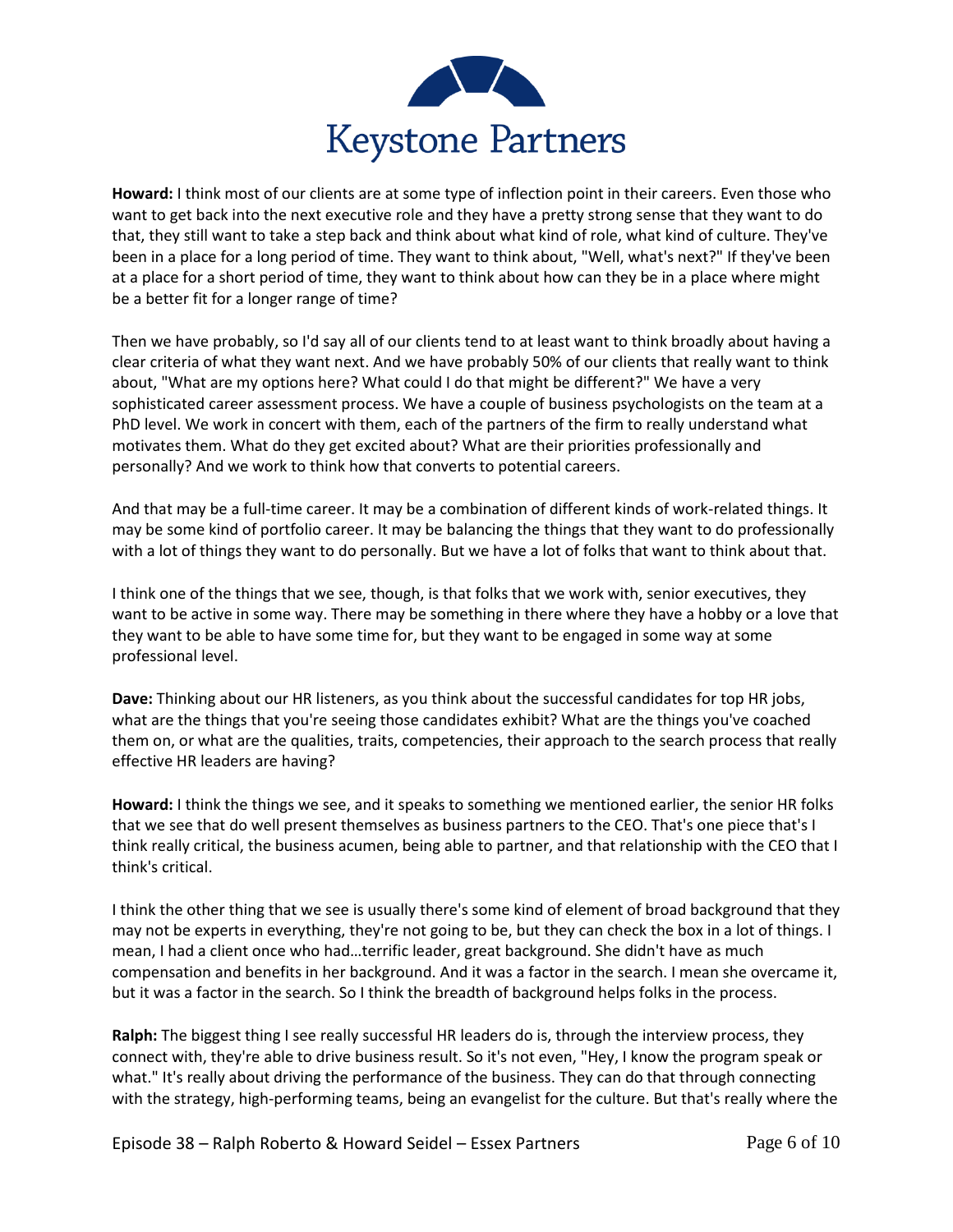**Howard:** I think most of our clients are at some type of inflection point in their careers. Even those who want to get back into the next executive role and they have a pretty strong sense that they want to do that, they still want to take a step back and think about what kind of role, what kind of culture. They've been in a place for a long period of time. They want to think about, "Well, what's next?" If they've been at a place for a short period of time, they want to think about how can they be in a place where might be a better fit for a longer range of time?

Then we have probably, so I'd say all of our clients tend to at least want to think broadly about having a clear criteria of what they want next. And we have probably 50% of our clients that really want to think about, "What are my options here? What could I do that might be different?" We have a very sophisticated career assessment process. We have a couple of business psychologists on the team at a PhD level. We work in concert with them, each of the partners of the firm to really understand what motivates them. What do they get excited about? What are their priorities professionally and personally? And we work to think how that converts to potential careers.

And that may be a full-time career. It may be a combination of different kinds of work-related things. It may be some kind of portfolio career. It may be balancing the things that they want to do professionally with a lot of things they want to do personally. But we have a lot of folks that want to think about that.

I think one of the things that we see, though, is that folks that we work with, senior executives, they want to be active in some way. There may be something in there where they have a hobby or a love that they want to be able to have some time for, but they want to be engaged in some way at some professional level.

**Dave:** Thinking about our HR listeners, as you think about the successful candidates for top HR jobs, what are the things that you're seeing those candidates exhibit? What are the things you've coached them on, or what are the qualities, traits, competencies, their approach to the search process that really effective HR leaders are having?

**Howard:** I think the things we see, and it speaks to something we mentioned earlier, the senior HR folks that we see that do well present themselves as business partners to the CEO. That's one piece that's I think really critical, the business acumen, being able to partner, and that relationship with the CEO that I think's critical.

I think the other thing that we see is usually there's some kind of element of broad background that they may not be experts in everything, they're not going to be, but they can check the box in a lot of things. I mean, I had a client once who had…terrific leader, great background. She didn't have as much compensation and benefits in her background. And it was a factor in the search. I mean she overcame it, but it was a factor in the search. So I think the breadth of background helps folks in the process.

**Ralph:** The biggest thing I see really successful HR leaders do is, through the interview process, they connect with, they're able to drive business result. So it's not even, "Hey, I know the program speak or what." It's really about driving the performance of the business. They can do that through connecting with the strategy, high-performing teams, being an evangelist for the culture. But that's really where the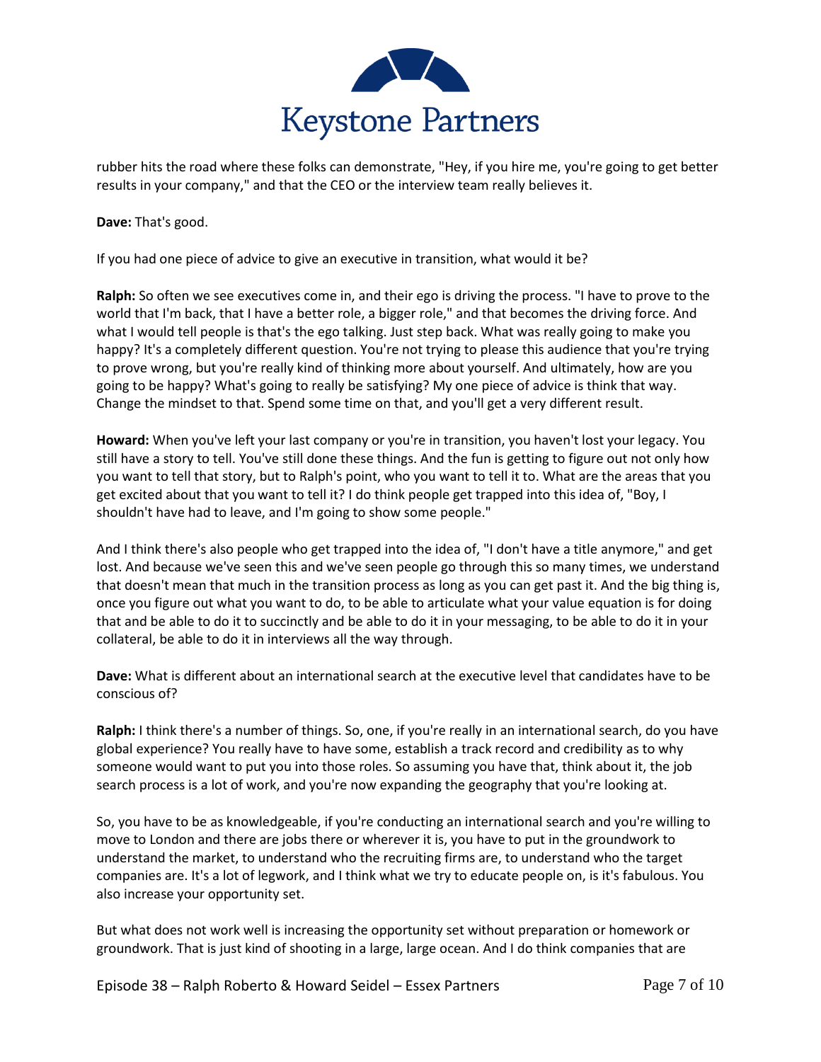rubber hits the road where these folks can demonstrate, "Hey, if you hire me, you're going to get better results in your company," and that the CEO or the interview team really believes it.

**Dave:** That's good.

If you had one piece of advice to give an executive in transition, what would it be?

**Ralph:** So often we see executives come in, and their ego is driving the process. "I have to prove to the world that I'm back, that I have a better role, a bigger role," and that becomes the driving force. And what I would tell people is that's the ego talking. Just step back. What was really going to make you happy? It's a completely different question. You're not trying to please this audience that you're trying to prove wrong, but you're really kind of thinking more about yourself. And ultimately, how are you going to be happy? What's going to really be satisfying? My one piece of advice is think that way. Change the mindset to that. Spend some time on that, and you'll get a very different result.

**Howard:** When you've left your last company or you're in transition, you haven't lost your legacy. You still have a story to tell. You've still done these things. And the fun is getting to figure out not only how you want to tell that story, but to Ralph's point, who you want to tell it to. What are the areas that you get excited about that you want to tell it? I do think people get trapped into this idea of, "Boy, I shouldn't have had to leave, and I'm going to show some people."

And I think there's also people who get trapped into the idea of, "I don't have a title anymore," and get lost. And because we've seen this and we've seen people go through this so many times, we understand that doesn't mean that much in the transition process as long as you can get past it. And the big thing is, once you figure out what you want to do, to be able to articulate what your value equation is for doing that and be able to do it to succinctly and be able to do it in your messaging, to be able to do it in your collateral, be able to do it in interviews all the way through.

**Dave:** What is different about an international search at the executive level that candidates have to be conscious of?

**Ralph:** I think there's a number of things. So, one, if you're really in an international search, do you have global experience? You really have to have some, establish a track record and credibility as to why someone would want to put you into those roles. So assuming you have that, think about it, the job search process is a lot of work, and you're now expanding the geography that you're looking at.

So, you have to be as knowledgeable, if you're conducting an international search and you're willing to move to London and there are jobs there or wherever it is, you have to put in the groundwork to understand the market, to understand who the recruiting firms are, to understand who the target companies are. It's a lot of legwork, and I think what we try to educate people on, is it's fabulous. You also increase your opportunity set.

But what does not work well is increasing the opportunity set without preparation or homework or groundwork. That is just kind of shooting in a large, large ocean. And I do think companies that are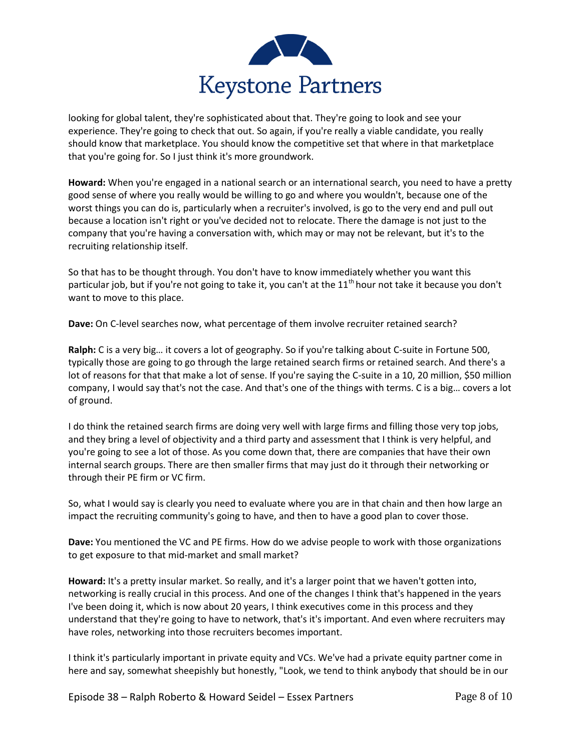looking for global talent, they're sophisticated about that. They're going to look and see your experience. They're going to check that out. So again, if you're really a viable candidate, you really should know that marketplace. You should know the competitive set that where in that marketplace that you're going for. So I just think it's more groundwork.

**Howard:** When you're engaged in a national search or an international search, you need to have a pretty good sense of where you really would be willing to go and where you wouldn't, because one of the worst things you can do is, particularly when a recruiter's involved, is go to the very end and pull out because a location isn't right or you've decided not to relocate. There the damage is not just to the company that you're having a conversation with, which may or may not be relevant, but it's to the recruiting relationship itself.

So that has to be thought through. You don't have to know immediately whether you want this particular job, but if you're not going to take it, you can't at the 11th hour not take it because you don't want to move to this place.

**Dave:** On C-level searches now, what percentage of them involve recruiter retained search?

**Ralph:** C is a very big… it covers a lot of geography. So if you're talking about C-suite in Fortune 500, typically those are going to go through the large retained search firms or retained search. And there's a lot of reasons for that that make a lot of sense. If you're saying the C-suite in a 10, 20 million, $50 million company, I would say that's not the case. And that's one of the things with terms. C is a big… covers a lot of ground.

I do think the retained search firms are doing very well with large firms and filling those very top jobs, and they bring a level of objectivity and a third party and assessment that I think is very helpful, and you're going to see a lot of those. As you come down that, there are companies that have their own internal search groups. There are then smaller firms that may just do it through their networking or through their PE firm or VC firm.

So, what I would say is clearly you need to evaluate where you are in that chain and then how large an impact the recruiting community's going to have, and then to have a good plan to cover those.

**Dave:** You mentioned the VC and PE firms. How do we advise people to work with those organizations to get exposure to that mid-market and small market?

**Howard:** It's a pretty insular market. So really, and it's a larger point that we haven't gotten into, networking is really crucial in this process. And one of the changes I think that's happened in the years I've been doing it, which is now about 20 years, I think executives come in this process and they understand that they're going to have to network, that's it's important. And even where recruiters may have roles, networking into those recruiters becomes important.

I think it's particularly important in private equity and VCs. We've had a private equity partner come in here and say, somewhat sheepishly but honestly, "Look, we tend to think anybody that should be in our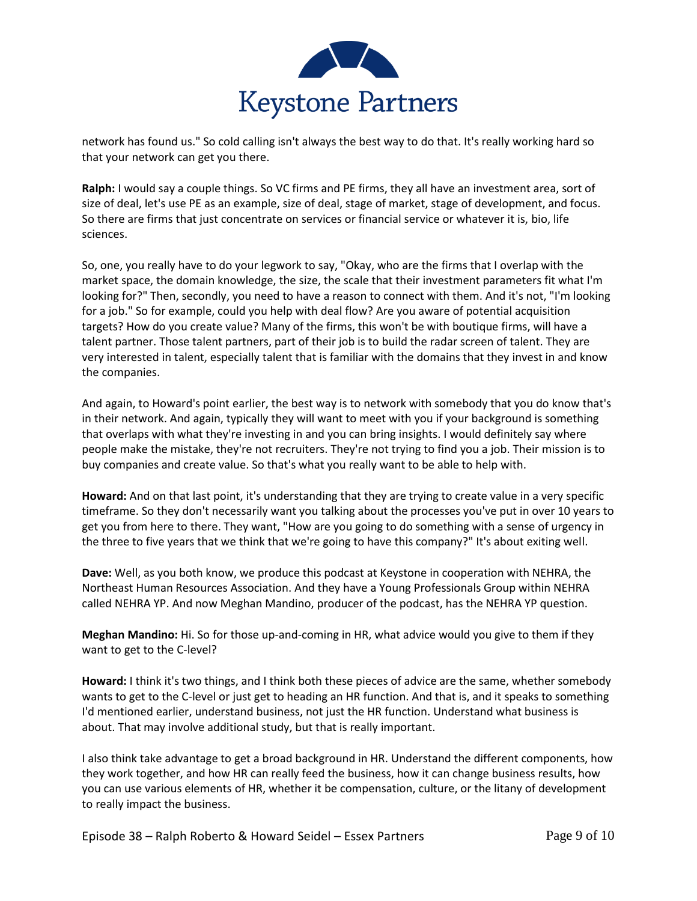network has found us." So cold calling isn't always the best way to do that. It's really working hard so that your network can get you there.

**Ralph:** I would say a couple things. So VC firms and PE firms, they all have an investment area, sort of size of deal, let's use PE as an example, size of deal, stage of market, stage of development, and focus. So there are firms that just concentrate on services or financial service or whatever it is, bio, life sciences.

So, one, you really have to do your legwork to say, "Okay, who are the firms that I overlap with the market space, the domain knowledge, the size, the scale that their investment parameters fit what I'm looking for?" Then, secondly, you need to have a reason to connect with them. And it's not, "I'm looking for a job." So for example, could you help with deal flow? Are you aware of potential acquisition targets? How do you create value? Many of the firms, this won't be with boutique firms, will have a talent partner. Those talent partners, part of their job is to build the radar screen of talent. They are very interested in talent, especially talent that is familiar with the domains that they invest in and know the companies.

And again, to Howard's point earlier, the best way is to network with somebody that you do know that's in their network. And again, typically they will want to meet with you if your background is something that overlaps with what they're investing in and you can bring insights. I would definitely say where people make the mistake, they're not recruiters. They're not trying to find you a job. Their mission is to buy companies and create value. So that's what you really want to be able to help with.

**Howard:** And on that last point, it's understanding that they are trying to create value in a very specific timeframe. So they don't necessarily want you talking about the processes you've put in over 10 years to get you from here to there. They want, "How are you going to do something with a sense of urgency in the three to five years that we think that we're going to have this company?" It's about exiting well.

**Dave:** Well, as you both know, we produce this podcast at Keystone in cooperation with NEHRA, the Northeast Human Resources Association. And they have a Young Professionals Group within NEHRA called NEHRA YP. And now Meghan Mandino, producer of the podcast, has the NEHRA YP question.

**Meghan Mandino:** Hi. So for those up-and-coming in HR, what advice would you give to them if they want to get to the C-level?

**Howard:** I think it's two things, and I think both these pieces of advice are the same, whether somebody wants to get to the C-level or just get to heading an HR function. And that is, and it speaks to something I'd mentioned earlier, understand business, not just the HR function. Understand what business is about. That may involve additional study, but that is really important.

I also think take advantage to get a broad background in HR. Understand the different components, how they work together, and how HR can really feed the business, how it can change business results, how you can use various elements of HR, whether it be compensation, culture, or the litany of development to really impact the business.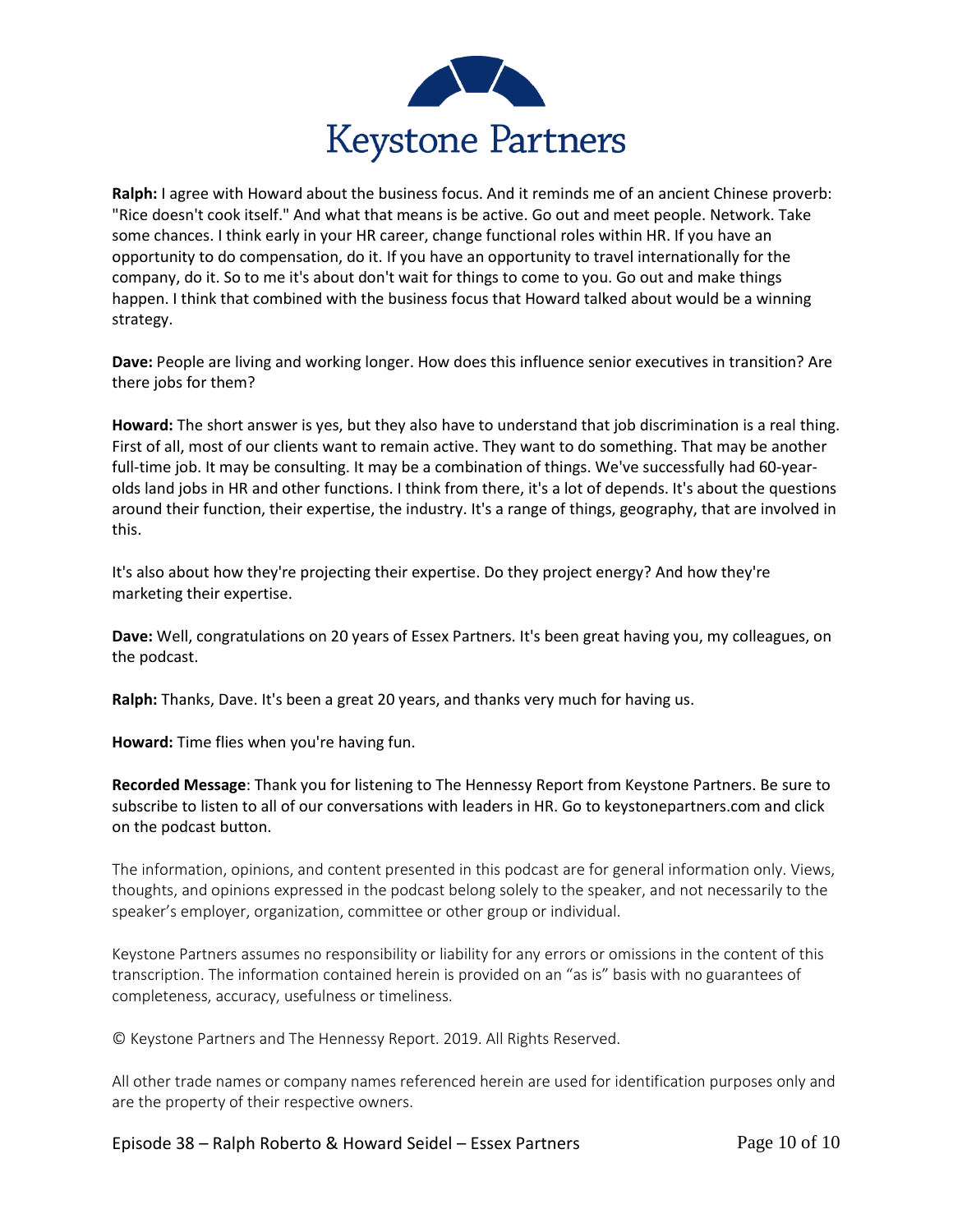**Ralph:** I agree with Howard about the business focus. And it reminds me of an ancient Chinese proverb: "Rice doesn't cook itself." And what that means is be active. Go out and meet people. Network. Take some chances. I think early in your HR career, change functional roles within HR. If you have an opportunity to do compensation, do it. If you have an opportunity to travel internationally for the company, do it. So to me it's about don't wait for things to come to you. Go out and make things happen. I think that combined with the business focus that Howard talked about would be a winning strategy.

**Dave:** People are living and working longer. How does this influence senior executives in transition? Are there jobs for them?

**Howard:** The short answer is yes, but they also have to understand that job discrimination is a real thing. First of all, most of our clients want to remain active. They want to do something. That may be another full-time job. It may be consulting. It may be a combination of things. We've successfully had 60-year-olds land jobs in HR and other functions. I think from there, it's a lot of depends. It's about the questions around their function, their expertise, the industry. It's a range of things, geography, that are involved in this.

It's also about how they're projecting their expertise. Do they project energy? And how they're marketing their expertise.

**Dave:** Well, congratulations on 20 years of Essex Partners. It's been great having you, my colleagues, on the podcast.

**Ralph:** Thanks, Dave. It's been a great 20 years, and thanks very much for having us.

**Howard:** Time flies when you're having fun.

**Recorded Message**: Thank you for listening to The Hennessy Report from Keystone Partners. Be sure to subscribe to listen to all of our conversations with leaders in HR. Go to keystonepartners.com and click on the podcast button.

The information, opinions, and content presented in this podcast are for general information only. Views, thoughts, and opinions expressed in the podcast belong solely to the speaker, and not necessarily to the speaker's employer, organization, committee or other group or individual.

Keystone Partners assumes no responsibility or liability for any errors or omissions in the content of this transcription. The information contained herein is provided on an "as is" basis with no guarantees of completeness, accuracy, usefulness or timeliness.

© Keystone Partners and The Hennessy Report. 2019. All Rights Reserved.

All other trade names or company names referenced herein are used for identification purposes only and are the property of their respective owners.